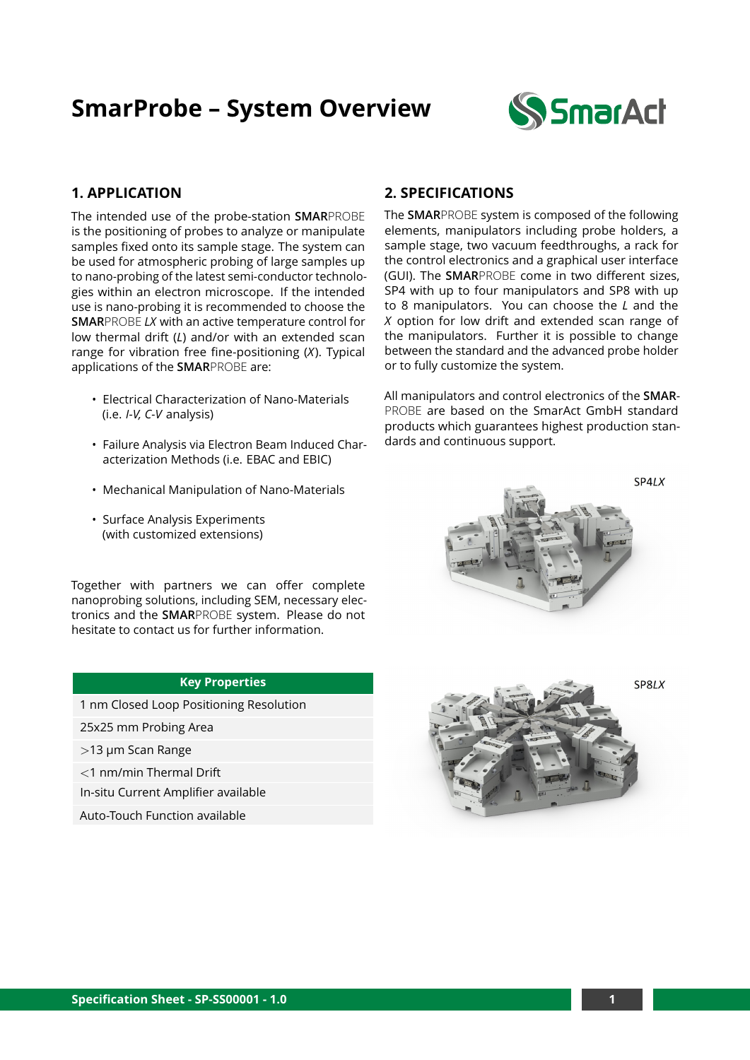# SmarProbe – System Overview

## 1. APPLICATION

The intended use of the probe-station **SMAR**PROBE is the positioning of probes to analyze or manipulate samples fixed onto its sample stage. The system can be used for atmospheric probing of large samples up to nano-probing of the latest semi-conductor technologies within an electron microscope. If the intended use is nano-probing it is recommended to choose the **SMAR**PROBE *LX* with an active temperature control for low thermal drift (*L*) and/or with an extended scan range for vibration free fine-positioning (*X*). Typical applications of the **SMAR**PROBE are:

- Electrical Characterization of Nano-Materials (i.e. *I-V, C-V* analysis)
- Failure Analysis via Electron Beam Induced Characterization Methods (i.e. EBAC and EBIC)
- Mechanical Manipulation of Nano-Materials
- Surface Analysis Experiments (with customized extensions)

Together with partners we can offer complete nanoprobing solutions, including SEM, necessary electronics and the **SMAR**PROBE system. Please do not hesitate to contact us for further information.

| Key Properties |
|---|
| 1 nm Closed Loop Positioning Resolution |
| 25x25 mm Probing Area |
| >13 µm Scan Range |
| <1 nm/min Thermal Drift |
| In-situ Current Amplifier available |
| Auto-Touch Function available |

## 2. SPECIFICATIONS

The **SMAR**PROBE system is composed of the following elements, manipulators including probe holders, a sample stage, two vacuum feedthroughs, a rack for the control electronics and a graphical user interface (GUI). The **SMAR**PROBE come in two different sizes, SP4 with up to four manipulators and SP8 with up to 8 manipulators. You can choose the *L* and the *X* option for low drift and extended scan range of the manipulators. Further it is possible to change between the standard and the advanced probe holder or to fully customize the system.

All manipulators and control electronics of the **SMAR**PROBE are based on the SmarAct GmbH standard products which guarantees highest production standards and continuous support.

SP4*LX*

SP8*LX*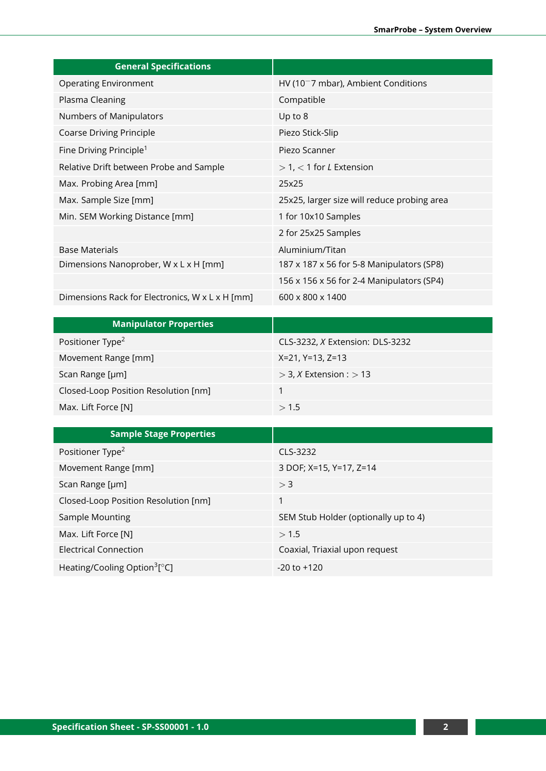| General Specifications | |
|---|---|
| Operating Environment | HV ($10^{-7}$ mbar), Ambient Conditions |
| Plasma Cleaning | Compatible |
| Numbers of Manipulators | Up to 8 |
| Coarse Driving Principle | Piezo Stick-Slip |
| Fine Driving Principle[1] | Piezo Scanner |
| Relative Drift between Probe and Sample | $>1$, $<1$ for $L$ Extension |
| Max. Probing Area [mm] | 25x25 |
| Max. Sample Size [mm] | 25x25, larger size will reduce probing area |
| Min. SEM Working Distance [mm] | 1 for 10x10 Samples |
| | 2 for 25x25 Samples |
| Base Materials | Aluminium/Titan |
| Dimensions Nanoprober, W x L x H [mm] | 187 x 187 x 56 for 5-8 Manipulators (SP8) |
| | 156 x 156 x 56 for 2-4 Manipulators (SP4) |
| Dimensions Rack for Electronics, W x L x H [mm] | 600 x 800 x 1400 |

| Manipulator Properties | |
|---|---|
| Positioner Type[2] | CLS-3232, $X$ Extension: DLS-3232 |
| Movement Range [mm] | X=21, Y=13, Z=13 |
| Scan Range [µm] | $>3$, $X$ Extension : $>13$ |
| Closed-Loop Position Resolution [nm] | 1 |
| Max. Lift Force [N] | $>1.5$ |

| Sample Stage Properties | |
|---|---|
| Positioner Type[2] | CLS-3232 |
| Movement Range [mm] | 3 DOF; X=15, Y=17, Z=14 |
| Scan Range [µm] | $>3$ |
| Closed-Loop Position Resolution [nm] | 1 |
| Sample Mounting | SEM Stub Holder (optionally up to 4) |
| Max. Lift Force [N] | $>1.5$ |
| Electrical Connection | Coaxial, Triaxial upon request |
| Heating/Cooling Option[3] [°C] | -20 to +120 |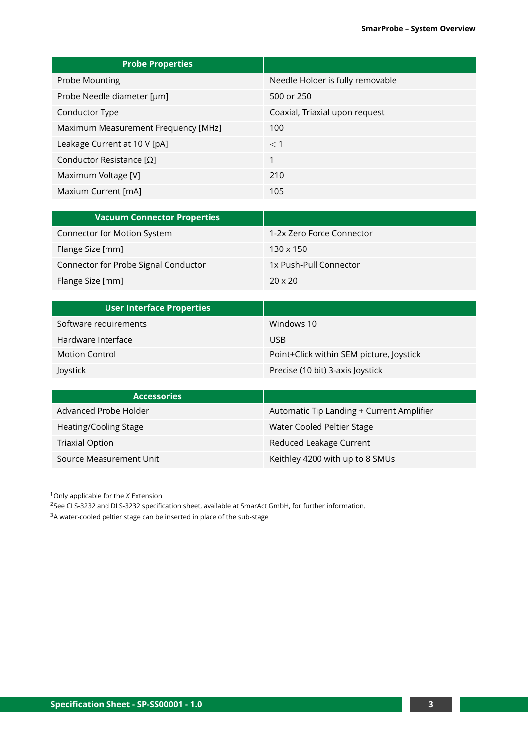| Probe Properties | |
|---|---|
| Probe Mounting | Needle Holder is fully removable |
| Probe Needle diameter [µm] | 500 or 250 |
| Conductor Type | Coaxial, Triaxial upon request |
| Maximum Measurement Frequency [MHz] | 100 |
| Leakage Current at 10 V [pA] | $< 1$ |
| Conductor Resistance [Ω] | 1 |
| Maximum Voltage [V] | 210 |
| Maxium Current [mA] | 105 |

| Vacuum Connector Properties | |
|---|---|
| Connector for Motion System | 1-2x Zero Force Connector |
| Flange Size [mm] | 130 x 150 |
| Connector for Probe Signal Conductor | 1x Push-Pull Connector |
| Flange Size [mm] | 20 x 20 |

| User Interface Properties | |
|---|---|
| Software requirements | Windows 10 |
| Hardware Interface | USB |
| Motion Control | Point+Click within SEM picture, Joystick |
| Joystick | Precise (10 bit) 3-axis Joystick |

| Accessories | |
|---|---|
| Advanced Probe Holder | Automatic Tip Landing + Current Amplifier |
| Heating/Cooling Stage | Water Cooled Peltier Stage |
| Triaxial Option | Reduced Leakage Current |
| Source Measurement Unit | Keithley 4200 with up to 8 SMUs |

[1] Only applicable for the *X* Extension

[2] See CLS-3232 and DLS-3232 specification sheet, available at SmarAct GmbH, for further information.

[3] A water-cooled peltier stage can be inserted in place of the sub-stage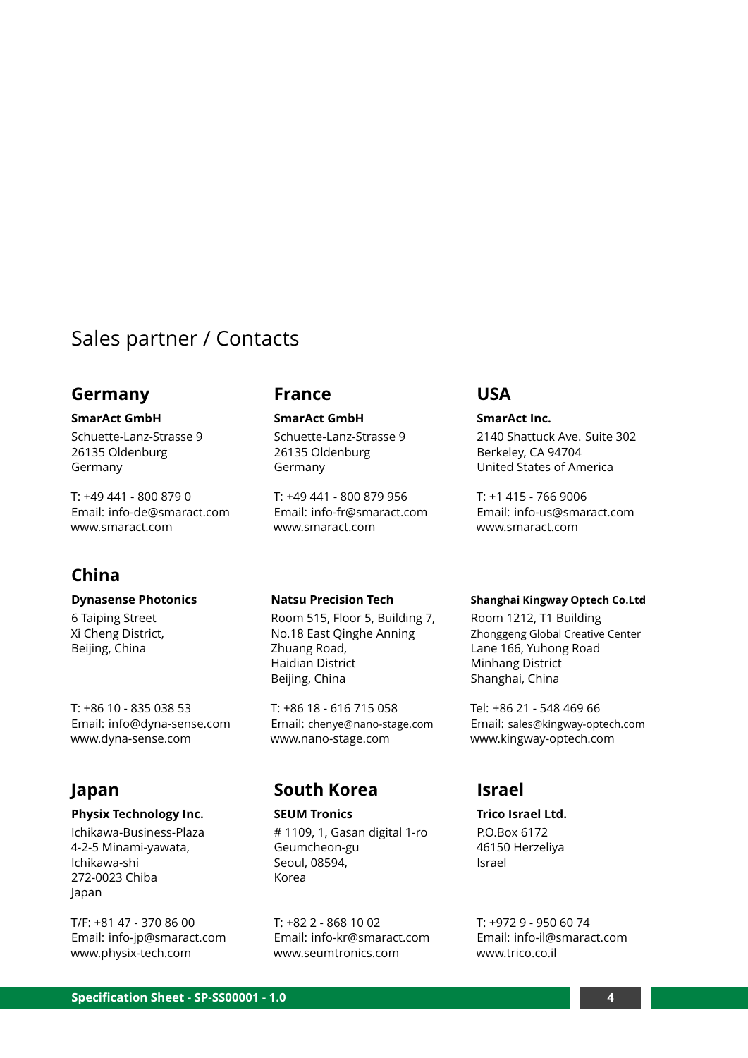# Sales partner / Contacts

## Germany

**SmarAct GmbH**

Schuette-Lanz-Strasse 9
26135 Oldenburg
Germany

T: +49 441 - 800 879 0
Email: info-de@smaract.com
www.smaract.com

## France

**SmarAct GmbH**

Schuette-Lanz-Strasse 9
26135 Oldenburg
Germany

T: +49 441 - 800 879 956
Email: info-fr@smaract.com
www.smaract.com

## USA

**SmarAct Inc.**

2140 Shattuck Ave. Suite 302
Berkeley, CA 94704
United States of America

T: +1 415 - 766 9006
Email: info-us@smaract.com
www.smaract.com

## China

**Dynasense Photonics**

6 Taiping Street
Xi Cheng District,
Beijing, China

T: +86 10 - 835 038 53
Email: info@dyna-sense.com
www.dyna-sense.com

**Natsu Precision Tech**

Room 515, Floor 5, Building 7,
No.18 East Qinghe Anning
Zhuang Road,
Haidian District
Beijing, China

T: +86 18 - 616 715 058
Email: chenye@nano-stage.com
www.nano-stage.com

**Shanghai Kingway Optech Co.Ltd**

Room 1212, T1 Building
Zhonggeng Global Creative Center
Lane 166, Yuhong Road
Minhang District
Shanghai, China

Tel: +86 21 - 548 469 66
Email: sales@kingway-optech.com
www.kingway-optech.com

## Japan

**Physix Technology Inc.**

Ichikawa-Business-Plaza
4-2-5 Minami-yawata,
Ichikawa-shi
272-0023 Chiba
Japan

T/F: +81 47 - 370 86 00
Email: info-jp@smaract.com
www.physix-tech.com

## South Korea

**SEUM Tronics**

# 1109, 1, Gasan digital 1-ro
Geumcheon-gu
Seoul, 08594,
Korea

T: +82 2 - 868 10 02
Email: info-kr@smaract.com
www.seumtronics.com

## Israel

**Trico Israel Ltd.**

P.O.Box 6172
46150 Herzeliya
Israel

T: +972 9 - 950 60 74
Email: info-il@smaract.com
www.trico.co.il